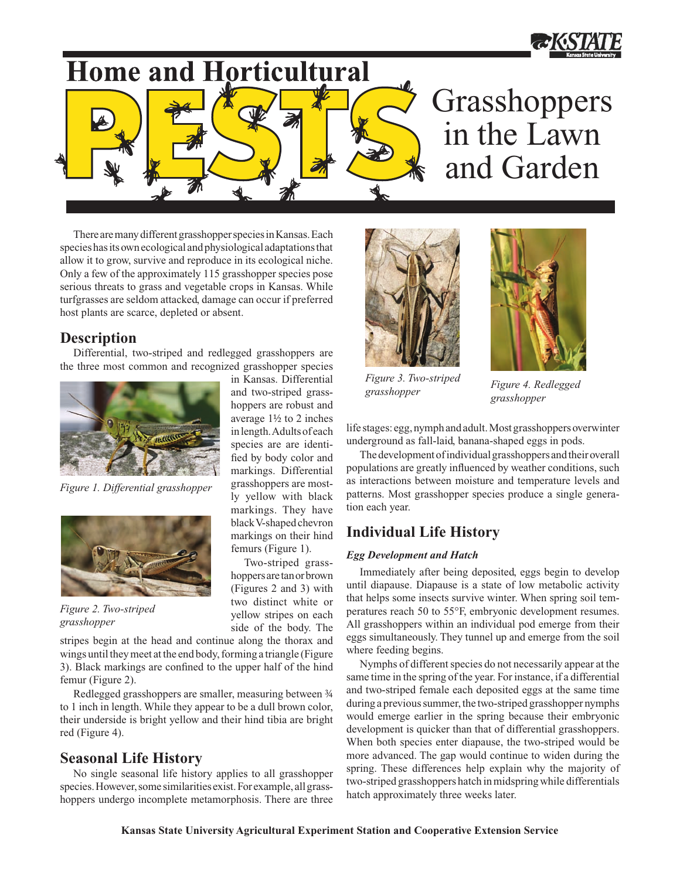# Home and Horticultural PESTS

# Grasshoppers in the Lawn and Garden

There are many different grasshopper species in Kansas. Each species has its own ecological and physiological adaptations that allow it to grow, survive and reproduce in its ecological niche. Only a few of the approximately 115 grasshopper species pose serious threats to grass and vegetable crops in Kansas. While turfgrasses are seldom attacked, damage can occur if preferred host plants are scarce, depleted or absent.

## Description

Differential, two-striped and redlegged grasshoppers are the three most common and recognized grasshopper species in Kansas. Differential and two-striped grasshoppers are robust and average 1½ to 2 inches in length. Adults of each species are are identified by body color and markings. Differential grasshoppers are mostly yellow with black markings. They have black V-shaped chevron markings on their hind femurs (Figure 1).

*Figure 1. Differential grasshopper*

Two-striped grasshoppers are tan or brown (Figures 2 and 3) with two distinct white or yellow stripes on each side of the body. The stripes begin at the head and continue along the thorax and wings until they meet at the end body, forming a triangle (Figure 3). Black markings are confined to the upper half of the hind femur (Figure 2).

*Figure 2. Two-striped grasshopper*

Redlegged grasshoppers are smaller, measuring between ¾ to 1 inch in length. While they appear to be a dull brown color, their underside is bright yellow and their hind tibia are bright red (Figure 4).

*Figure 3. Two-striped grasshopper*

*Figure 4. Redlegged grasshopper*

## Seasonal Life History

No single seasonal life history applies to all grasshopper species. However, some similarities exist. For example, all grasshoppers undergo incomplete metamorphosis. There are three life stages: egg, nymph and adult. Most grasshoppers overwinter underground as fall-laid, banana-shaped eggs in pods.

The development of individual grasshoppers and their overall populations are greatly influenced by weather conditions, such as interactions between moisture and temperature levels and patterns. Most grasshopper species produce a single generation each year.

## Individual Life History

### *Egg Development and Hatch*

Immediately after being deposited, eggs begin to develop until diapause. Diapause is a state of low metabolic activity that helps some insects survive winter. When spring soil temperatures reach 50 to 55°F, embryonic development resumes. All grasshoppers within an individual pod emerge from their eggs simultaneously. They tunnel up and emerge from the soil where feeding begins.

Nymphs of different species do not necessarily appear at the same time in the spring of the year. For instance, if a differential and two-striped female each deposited eggs at the same time during a previous summer, the two-striped grasshopper nymphs would emerge earlier in the spring because their embryonic development is quicker than that of differential grasshoppers. When both species enter diapause, the two-striped would be more advanced. The gap would continue to widen during the spring. These differences help explain why the majority of two-striped grasshoppers hatch in midspring while differentials hatch approximately three weeks later.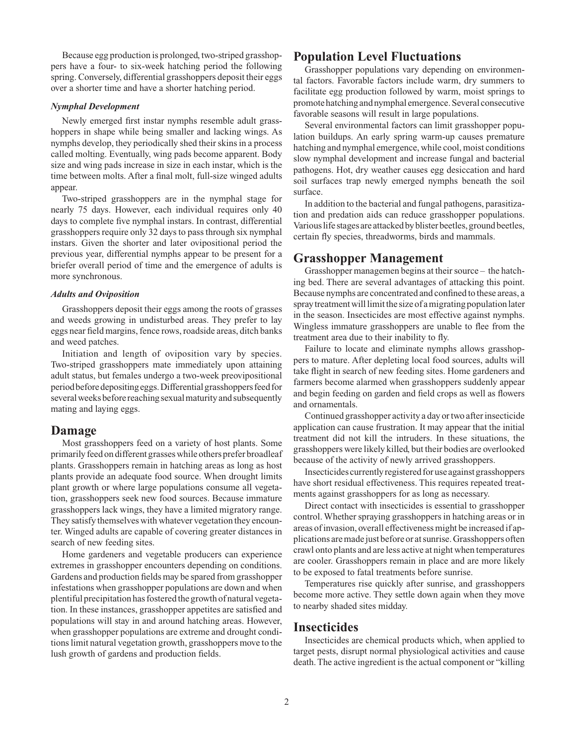Because egg production is prolonged, two-striped grasshoppers have a four- to six-week hatching period the following spring. Conversely, differential grasshoppers deposit their eggs over a shorter time and have a shorter hatching period.

#### *Nymphal Development*

Newly emerged first instar nymphs resemble adult grasshoppers in shape while being smaller and lacking wings. As nymphs develop, they periodically shed their skins in a process called molting. Eventually, wing pads become apparent. Body size and wing pads increase in size in each instar, which is the time between molts. After a final molt, full-size winged adults appear.

Two-striped grasshoppers are in the nymphal stage for nearly 75 days. However, each individual requires only 40 days to complete five nymphal instars. In contrast, differential grasshoppers require only 32 days to pass through six nymphal instars. Given the shorter and later ovipositional period the previous year, differential nymphs appear to be present for a briefer overall period of time and the emergence of adults is more synchronous.

#### *Adults and Oviposition*

Grasshoppers deposit their eggs among the roots of grasses and weeds growing in undisturbed areas. They prefer to lay eggs near field margins, fence rows, roadside areas, ditch banks and weed patches.

Initiation and length of oviposition vary by species. Two-striped grasshoppers mate immediately upon attaining adult status, but females undergo a two-week preovipositional period before depositing eggs. Differential grasshoppers feed for several weeks before reaching sexual maturity and subsequently mating and laying eggs.

## Damage

Most grasshoppers feed on a variety of host plants. Some primarily feed on different grasses while others prefer broadleaf plants. Grasshoppers remain in hatching areas as long as host plants provide an adequate food source. When drought limits plant growth or where large populations consume all vegetation, grasshoppers seek new food sources. Because immature grasshoppers lack wings, they have a limited migratory range. They satisfy themselves with whatever vegetation they encounter. Winged adults are capable of covering greater distances in search of new feeding sites.

Home gardeners and vegetable producers can experience extremes in grasshopper encounters depending on conditions. Gardens and production fields may be spared from grasshopper infestations when grasshopper populations are down and when plentiful precipitation has fostered the growth of natural vegetation. In these instances, grasshopper appetites are satisfied and populations will stay in and around hatching areas. However, when grasshopper populations are extreme and drought conditions limit natural vegetation growth, grasshoppers move to the lush growth of gardens and production fields.

## Population Level Fluctuations

Grasshopper populations vary depending on environmental factors. Favorable factors include warm, dry summers to facilitate egg production followed by warm, moist springs to promote hatching and nymphal emergence. Several consecutive favorable seasons will result in large populations.

Several environmental factors can limit grasshopper population buildups. An early spring warm-up causes premature hatching and nymphal emergence, while cool, moist conditions slow nymphal development and increase fungal and bacterial pathogens. Hot, dry weather causes egg desiccation and hard soil surfaces trap newly emerged nymphs beneath the soil surface.

In addition to the bacterial and fungal pathogens, parasitization and predation aids can reduce grasshopper populations. Various life stages are attacked by blister beetles, ground beetles, certain fly species, threadworms, birds and mammals.

## Grasshopper Management

Grasshopper managemen begins at their source – the hatching bed. There are several advantages of attacking this point. Because nymphs are concentrated and confined to these areas, a spray treatment will limit the size of a migrating population later in the season. Insecticides are most effective against nymphs. Wingless immature grasshoppers are unable to flee from the treatment area due to their inability to fly.

Failure to locate and eliminate nymphs allows grasshoppers to mature. After depleting local food sources, adults will take flight in search of new feeding sites. Home gardeners and farmers become alarmed when grasshoppers suddenly appear and begin feeding on garden and field crops as well as flowers and ornamentals.

Continued grasshopper activity a day or two after insecticide application can cause frustration. It may appear that the initial treatment did not kill the intruders. In these situations, the grasshoppers were likely killed, but their bodies are overlooked because of the activity of newly arrived grasshoppers.

Insecticides currently registered for use against grasshoppers have short residual effectiveness. This requires repeated treatments against grasshoppers for as long as necessary.

Direct contact with insecticides is essential to grasshopper control. Whether spraying grasshoppers in hatching areas or in areas of invasion, overall effectiveness might be increased if applications are made just before or at sunrise. Grasshoppers often crawl onto plants and are less active at night when temperatures are cooler. Grasshoppers remain in place and are more likely to be exposed to fatal treatments before sunrise.

Temperatures rise quickly after sunrise, and grasshoppers become more active. They settle down again when they move to nearby shaded sites midday.

## Insecticides

Insecticides are chemical products which, when applied to target pests, disrupt normal physiological activities and cause death. The active ingredient is the actual component or "killing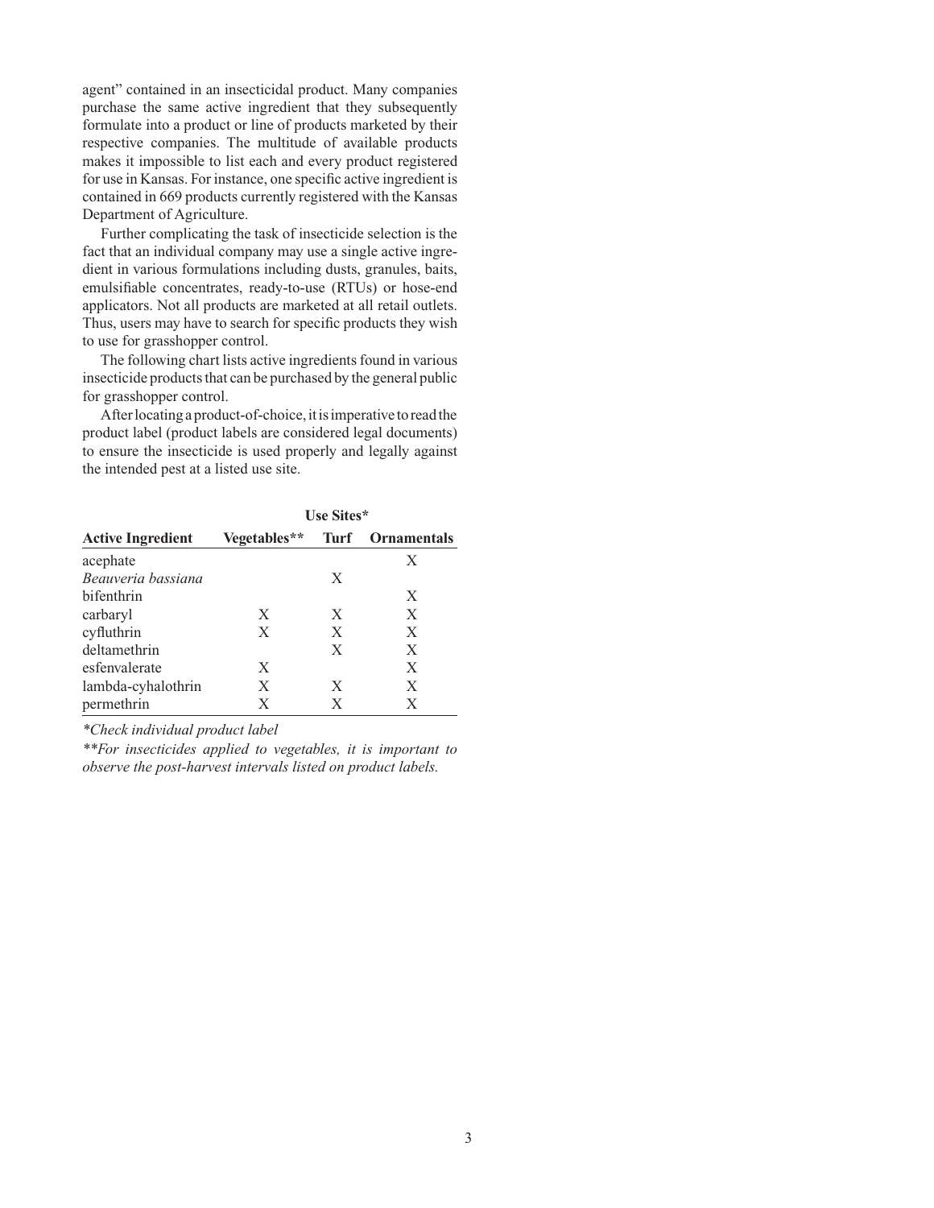agent" contained in an insecticidal product. Many companies purchase the same active ingredient that they subsequently formulate into a product or line of products marketed by their respective companies. The multitude of available products makes it impossible to list each and every product registered for use in Kansas. For instance, one specific active ingredient is contained in 669 products currently registered with the Kansas Department of Agriculture.

Further complicating the task of insecticide selection is the fact that an individual company may use a single active ingredient in various formulations including dusts, granules, baits, emulsifiable concentrates, ready-to-use (RTUs) or hose-end applicators. Not all products are marketed at all retail outlets. Thus, users may have to search for specific products they wish to use for grasshopper control.

The following chart lists active ingredients found in various insecticide products that can be purchased by the general public for grasshopper control.

After locating a product-of-choice, it is imperative to read the product label (product labels are considered legal documents) to ensure the insecticide is used properly and legally against the intended pest at a listed use site.

| | **Use Sites*** | | |
|---|---|---|---|
| **Active Ingredient** | **Vegetables**** | **Turf** | **Ornamentals** |
| acephate | | | X |
| *Beauveria bassiana* | | X | |
| bifenthrin | | | X |
| carbaryl | X | X | X |
| cyfluthrin | X | X | X |
| deltamethrin | | X | X |
| esfenvalerate | X | | X |
| lambda-cyhalothrin | X | X | X |
| permethrin | X | X | X |

*\*Check individual product label*

*\*\*For insecticides applied to vegetables, it is important to observe the post-harvest intervals listed on product labels.*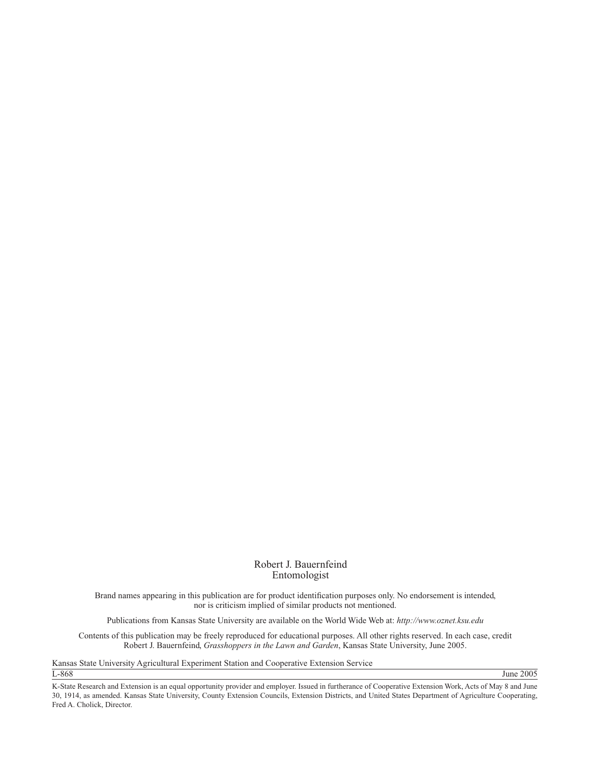Robert J. Bauernfeind
Entomologist

Brand names appearing in this publication are for product identification purposes only. No endorsement is intended, nor is criticism implied of similar products not mentioned.

Publications from Kansas State University are available on the World Wide Web at: *http://www.oznet.ksu.edu*

Contents of this publication may be freely reproduced for educational purposes. All other rights reserved. In each case, credit Robert J. Bauernfeind, *Grasshoppers in the Lawn and Garden*, Kansas State University, June 2005.

Kansas State University Agricultural Experiment Station and Cooperative Extension Service

L-868 June 2005

K-State Research and Extension is an equal opportunity provider and employer. Issued in furtherance of Cooperative Extension Work, Acts of May 8 and June 30, 1914, as amended. Kansas State University, County Extension Councils, Extension Districts, and United States Department of Agriculture Cooperating, Fred A. Cholick, Director.